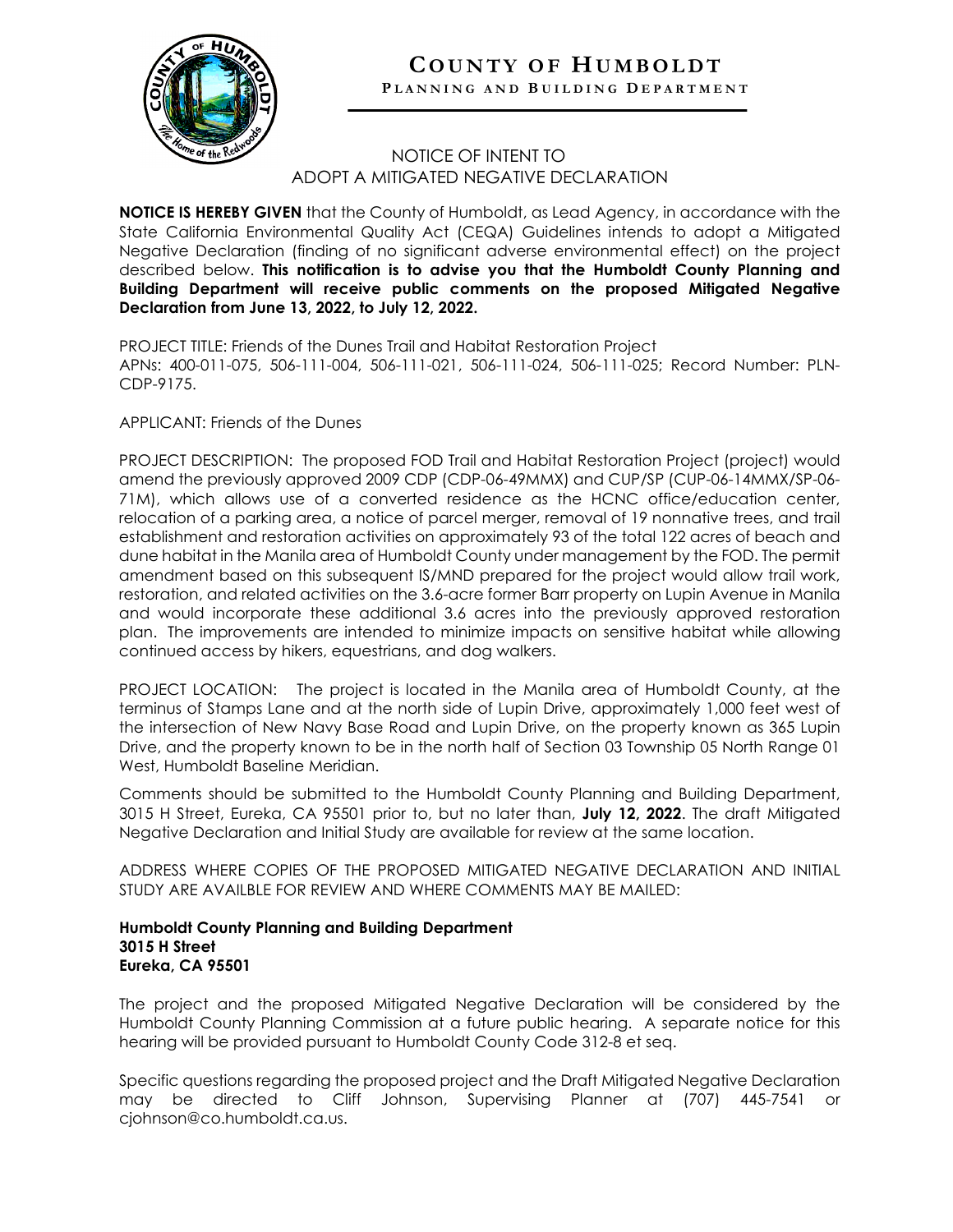# COUNTY OF HUMBOLDT

**PLANNING AND BUILDING DEPARTMENT**

## NOTICE OF INTENT TO ADOPT A MITIGATED NEGATIVE DECLARATION

**NOTICE IS HEREBY GIVEN** that the County of Humboldt, as Lead Agency, in accordance with the State California Environmental Quality Act (CEQA) Guidelines intends to adopt a Mitigated Negative Declaration (finding of no significant adverse environmental effect) on the project described below. **This notification is to advise you that the Humboldt County Planning and Building Department will receive public comments on the proposed Mitigated Negative Declaration from June 13, 2022, to July 12, 2022.**

PROJECT TITLE: Friends of the Dunes Trail and Habitat Restoration Project
APNs: 400-011-075, 506-111-004, 506-111-021, 506-111-024, 506-111-025; Record Number: PLN-CDP-9175.

APPLICANT: Friends of the Dunes

PROJECT DESCRIPTION: The proposed FOD Trail and Habitat Restoration Project (project) would amend the previously approved 2009 CDP (CDP-06-49MMX) and CUP/SP (CUP-06-14MMX/SP-06-71M), which allows use of a converted residence as the HCNC office/education center, relocation of a parking area, a notice of parcel merger, removal of 19 nonnative trees, and trail establishment and restoration activities on approximately 93 of the total 122 acres of beach and dune habitat in the Manila area of Humboldt County under management by the FOD. The permit amendment based on this subsequent IS/MND prepared for the project would allow trail work, restoration, and related activities on the 3.6-acre former Barr property on Lupin Avenue in Manila and would incorporate these additional 3.6 acres into the previously approved restoration plan. The improvements are intended to minimize impacts on sensitive habitat while allowing continued access by hikers, equestrians, and dog walkers.

PROJECT LOCATION: The project is located in the Manila area of Humboldt County, at the terminus of Stamps Lane and at the north side of Lupin Drive, approximately 1,000 feet west of the intersection of New Navy Base Road and Lupin Drive, on the property known as 365 Lupin Drive, and the property known to be in the north half of Section 03 Township 05 North Range 01 West, Humboldt Baseline Meridian.

Comments should be submitted to the Humboldt County Planning and Building Department, 3015 H Street, Eureka, CA 95501 prior to, but no later than, **July 12, 2022**. The draft Mitigated Negative Declaration and Initial Study are available for review at the same location.

ADDRESS WHERE COPIES OF THE PROPOSED MITIGATED NEGATIVE DECLARATION AND INITIAL STUDY ARE AVAILBLE FOR REVIEW AND WHERE COMMENTS MAY BE MAILED:

**Humboldt County Planning and Building Department**
**3015 H Street**
**Eureka, CA 95501**

The project and the proposed Mitigated Negative Declaration will be considered by the Humboldt County Planning Commission at a future public hearing. A separate notice for this hearing will be provided pursuant to Humboldt County Code 312-8 et seq.

Specific questions regarding the proposed project and the Draft Mitigated Negative Declaration may be directed to Cliff Johnson, Supervising Planner at (707) 445-7541 or cjohnson@co.humboldt.ca.us.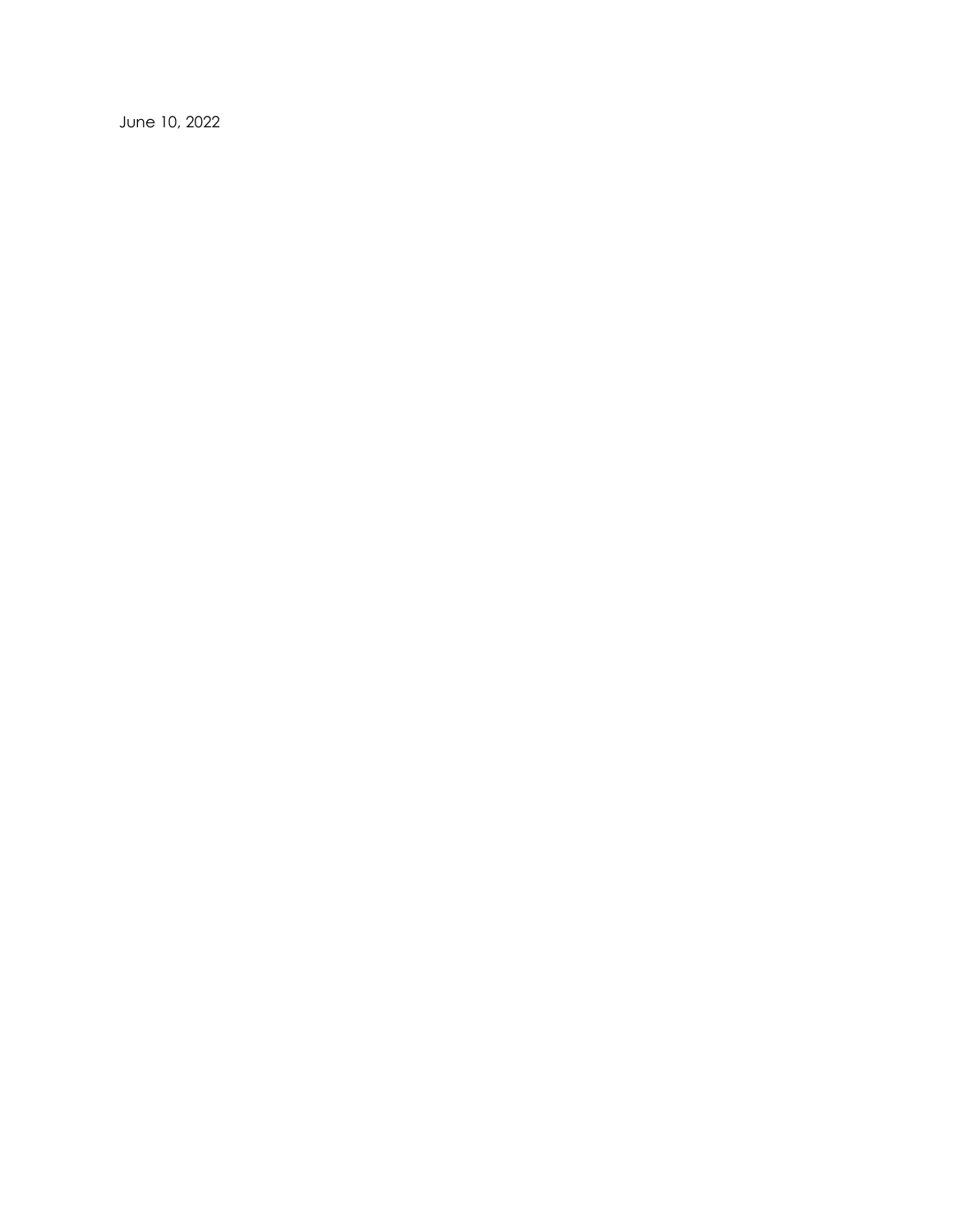June 10, 2022